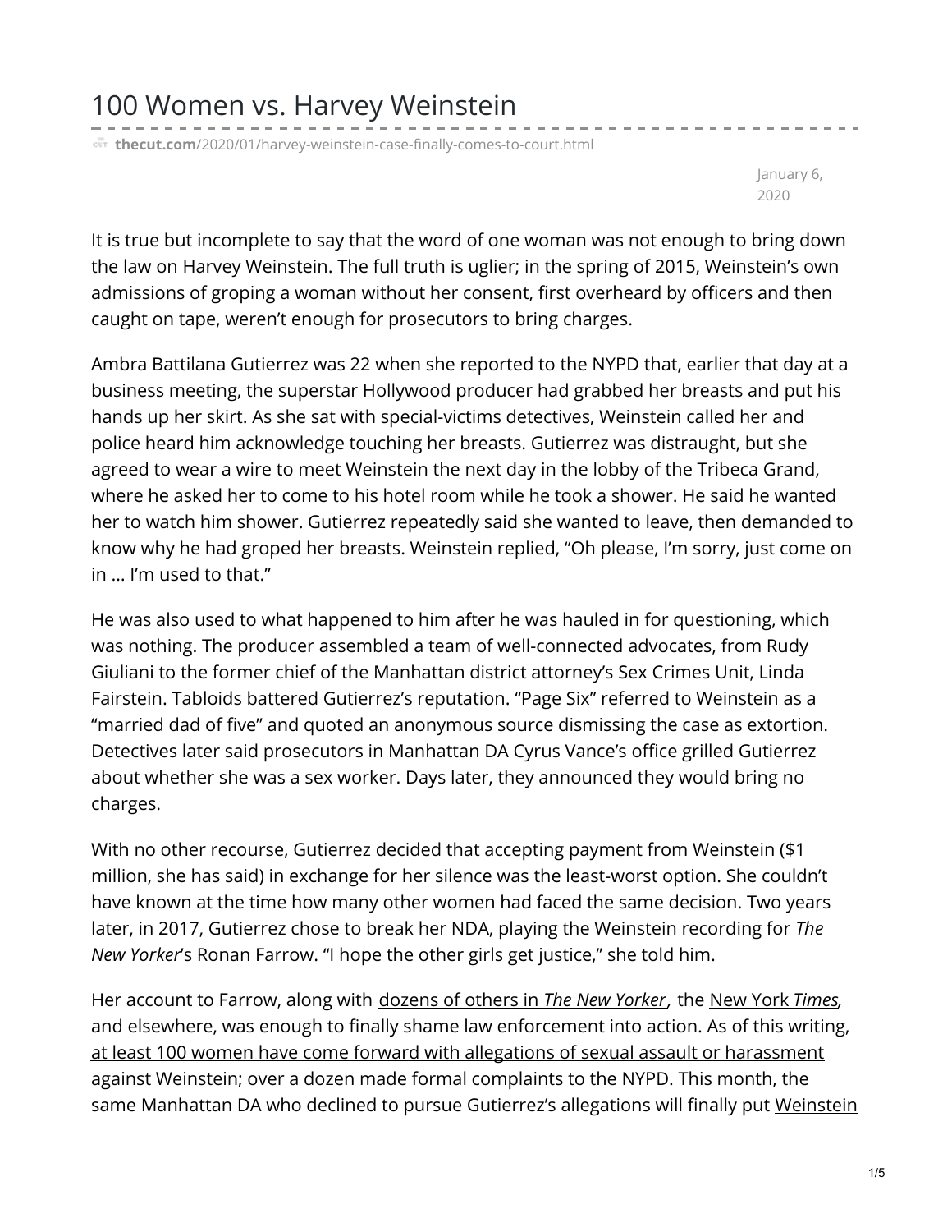# 100 Women vs. Harvey Weinstein

thecut.com/2020/01/harvey-weinstein-case-finally-comes-to-court.html

January 6, 2020

It is true but incomplete to say that the word of one woman was not enough to bring down the law on Harvey Weinstein. The full truth is uglier; in the spring of 2015, Weinstein's own admissions of groping a woman without her consent, first overheard by officers and then caught on tape, weren't enough for prosecutors to bring charges.

Ambra Battilana Gutierrez was 22 when she reported to the NYPD that, earlier that day at a business meeting, the superstar Hollywood producer had grabbed her breasts and put his hands up her skirt. As she sat with special-victims detectives, Weinstein called her and police heard him acknowledge touching her breasts. Gutierrez was distraught, but she agreed to wear a wire to meet Weinstein the next day in the lobby of the Tribeca Grand, where he asked her to come to his hotel room while he took a shower. He said he wanted her to watch him shower. Gutierrez repeatedly said she wanted to leave, then demanded to know why he had groped her breasts. Weinstein replied, "Oh please, I'm sorry, just come on in … I'm used to that."

He was also used to what happened to him after he was hauled in for questioning, which was nothing. The producer assembled a team of well-connected advocates, from Rudy Giuliani to the former chief of the Manhattan district attorney's Sex Crimes Unit, Linda Fairstein. Tabloids battered Gutierrez's reputation. "Page Six" referred to Weinstein as a "married dad of five" and quoted an anonymous source dismissing the case as extortion. Detectives later said prosecutors in Manhattan DA Cyrus Vance's office grilled Gutierrez about whether she was a sex worker. Days later, they announced they would bring no charges.

With no other recourse, Gutierrez decided that accepting payment from Weinstein ($1 million, she has said) in exchange for her silence was the least-worst option. She couldn't have known at the time how many other women had faced the same decision. Two years later, in 2017, Gutierrez chose to break her NDA, playing the Weinstein recording for *The New Yorker*'s Ronan Farrow. "I hope the other girls get justice," she told him.

Her account to Farrow, along with dozens of others in *The New Yorker*, the New York *Times*, and elsewhere, was enough to finally shame law enforcement into action. As of this writing, at least 100 women have come forward with allegations of sexual assault or harassment against Weinstein; over a dozen made formal complaints to the NYPD. This month, the same Manhattan DA who declined to pursue Gutierrez's allegations will finally put Weinstein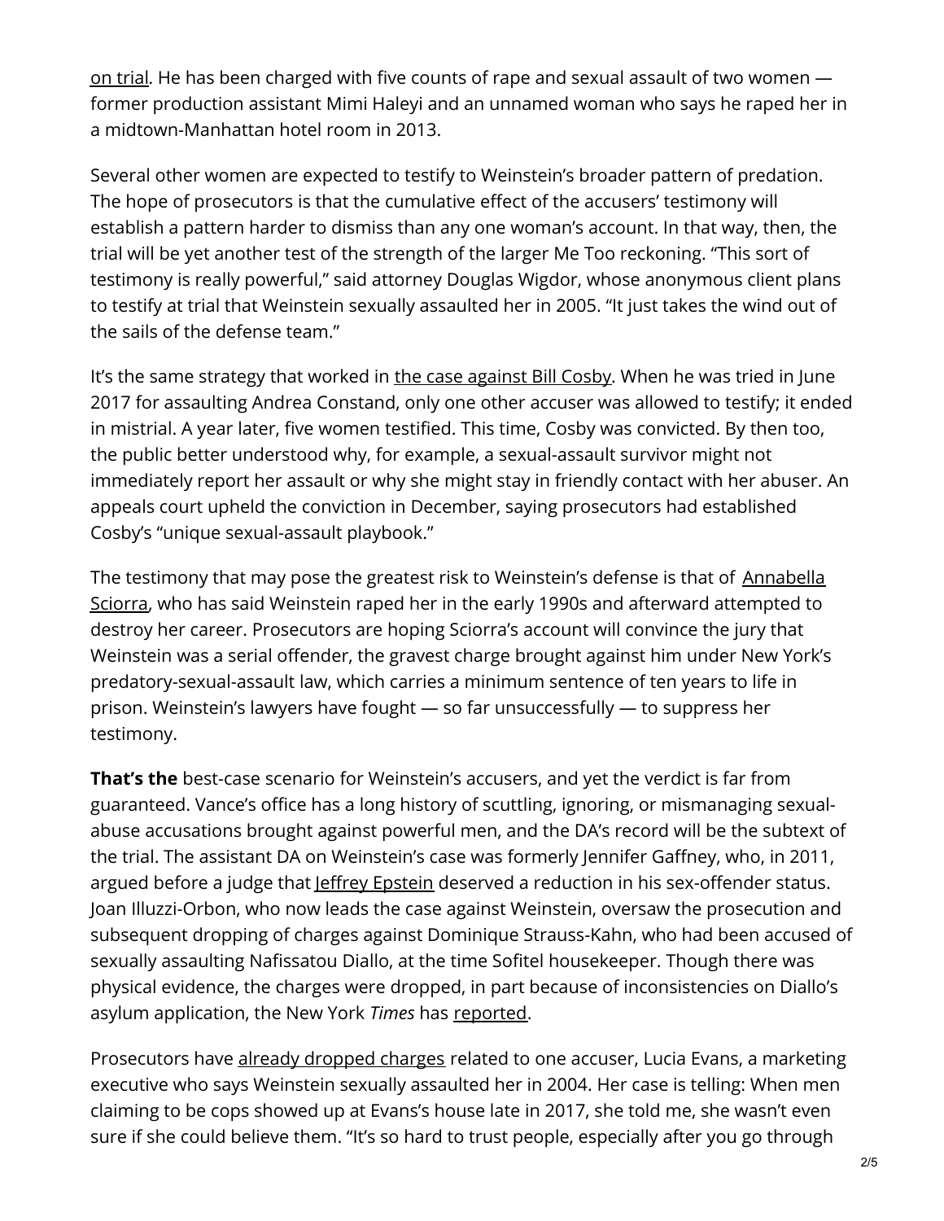on trial. He has been charged with five counts of rape and sexual assault of two women — former production assistant Mimi Haleyi and an unnamed woman who says he raped her in a midtown-Manhattan hotel room in 2013.

Several other women are expected to testify to Weinstein's broader pattern of predation. The hope of prosecutors is that the cumulative effect of the accusers' testimony will establish a pattern harder to dismiss than any one woman's account. In that way, then, the trial will be yet another test of the strength of the larger Me Too reckoning. "This sort of testimony is really powerful," said attorney Douglas Wigdor, whose anonymous client plans to testify at trial that Weinstein sexually assaulted her in 2005. "It just takes the wind out of the sails of the defense team."

It's the same strategy that worked in the case against Bill Cosby. When he was tried in June 2017 for assaulting Andrea Constand, only one other accuser was allowed to testify; it ended in mistrial. A year later, five women testified. This time, Cosby was convicted. By then too, the public better understood why, for example, a sexual-assault survivor might not immediately report her assault or why she might stay in friendly contact with her abuser. An appeals court upheld the conviction in December, saying prosecutors had established Cosby's "unique sexual-assault playbook."

The testimony that may pose the greatest risk to Weinstein's defense is that of Annabella Sciorra, who has said Weinstein raped her in the early 1990s and afterward attempted to destroy her career. Prosecutors are hoping Sciorra's account will convince the jury that Weinstein was a serial offender, the gravest charge brought against him under New York's predatory-sexual-assault law, which carries a minimum sentence of ten years to life in prison. Weinstein's lawyers have fought — so far unsuccessfully — to suppress her testimony.

**That's the** best-case scenario for Weinstein's accusers, and yet the verdict is far from guaranteed. Vance's office has a long history of scuttling, ignoring, or mismanaging sexual-abuse accusations brought against powerful men, and the DA's record will be the subtext of the trial. The assistant DA on Weinstein's case was formerly Jennifer Gaffney, who, in 2011, argued before a judge that Jeffrey Epstein deserved a reduction in his sex-offender status. Joan Illuzzi-Orbon, who now leads the case against Weinstein, oversaw the prosecution and subsequent dropping of charges against Dominique Strauss-Kahn, who had been accused of sexually assaulting Nafissatou Diallo, at the time Sofitel housekeeper. Though there was physical evidence, the charges were dropped, in part because of inconsistencies on Diallo's asylum application, the New York *Times* has reported.

Prosecutors have already dropped charges related to one accuser, Lucia Evans, a marketing executive who says Weinstein sexually assaulted her in 2004. Her case is telling: When men claiming to be cops showed up at Evans's house late in 2017, she told me, she wasn't even sure if she could believe them. "It's so hard to trust people, especially after you go through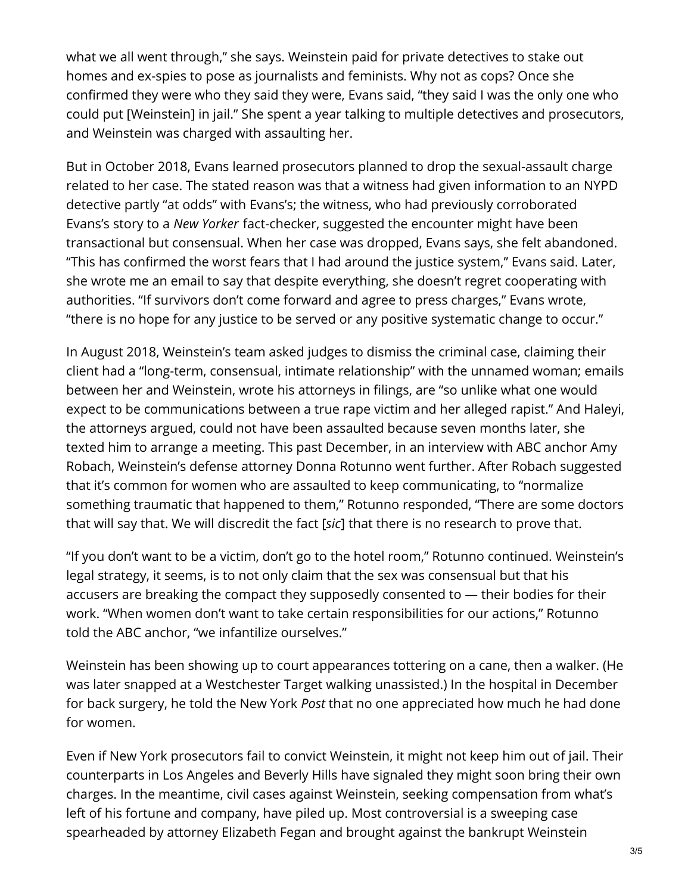what we all went through," she says. Weinstein paid for private detectives to stake out homes and ex-spies to pose as journalists and feminists. Why not as cops? Once she confirmed they were who they said they were, Evans said, "they said I was the only one who could put [Weinstein] in jail." She spent a year talking to multiple detectives and prosecutors, and Weinstein was charged with assaulting her.

But in October 2018, Evans learned prosecutors planned to drop the sexual-assault charge related to her case. The stated reason was that a witness had given information to an NYPD detective partly "at odds" with Evans's; the witness, who had previously corroborated Evans's story to a *New Yorker* fact-checker, suggested the encounter might have been transactional but consensual. When her case was dropped, Evans says, she felt abandoned. "This has confirmed the worst fears that I had around the justice system," Evans said. Later, she wrote me an email to say that despite everything, she doesn't regret cooperating with authorities. "If survivors don't come forward and agree to press charges," Evans wrote, "there is no hope for any justice to be served or any positive systematic change to occur."

In August 2018, Weinstein's team asked judges to dismiss the criminal case, claiming their client had a "long-term, consensual, intimate relationship" with the unnamed woman; emails between her and Weinstein, wrote his attorneys in filings, are "so unlike what one would expect to be communications between a true rape victim and her alleged rapist." And Haleyi, the attorneys argued, could not have been assaulted because seven months later, she texted him to arrange a meeting. This past December, in an interview with ABC anchor Amy Robach, Weinstein's defense attorney Donna Rotunno went further. After Robach suggested that it's common for women who are assaulted to keep communicating, to "normalize something traumatic that happened to them," Rotunno responded, "There are some doctors that will say that. We will discredit the fact [*sic*] that there is no research to prove that.

"If you don't want to be a victim, don't go to the hotel room," Rotunno continued. Weinstein's legal strategy, it seems, is to not only claim that the sex was consensual but that his accusers are breaking the compact they supposedly consented to — their bodies for their work. "When women don't want to take certain responsibilities for our actions," Rotunno told the ABC anchor, "we infantilize ourselves."

Weinstein has been showing up to court appearances tottering on a cane, then a walker. (He was later snapped at a Westchester Target walking unassisted.) In the hospital in December for back surgery, he told the New York *Post* that no one appreciated how much he had done for women.

Even if New York prosecutors fail to convict Weinstein, it might not keep him out of jail. Their counterparts in Los Angeles and Beverly Hills have signaled they might soon bring their own charges. In the meantime, civil cases against Weinstein, seeking compensation from what's left of his fortune and company, have piled up. Most controversial is a sweeping case spearheaded by attorney Elizabeth Fegan and brought against the bankrupt Weinstein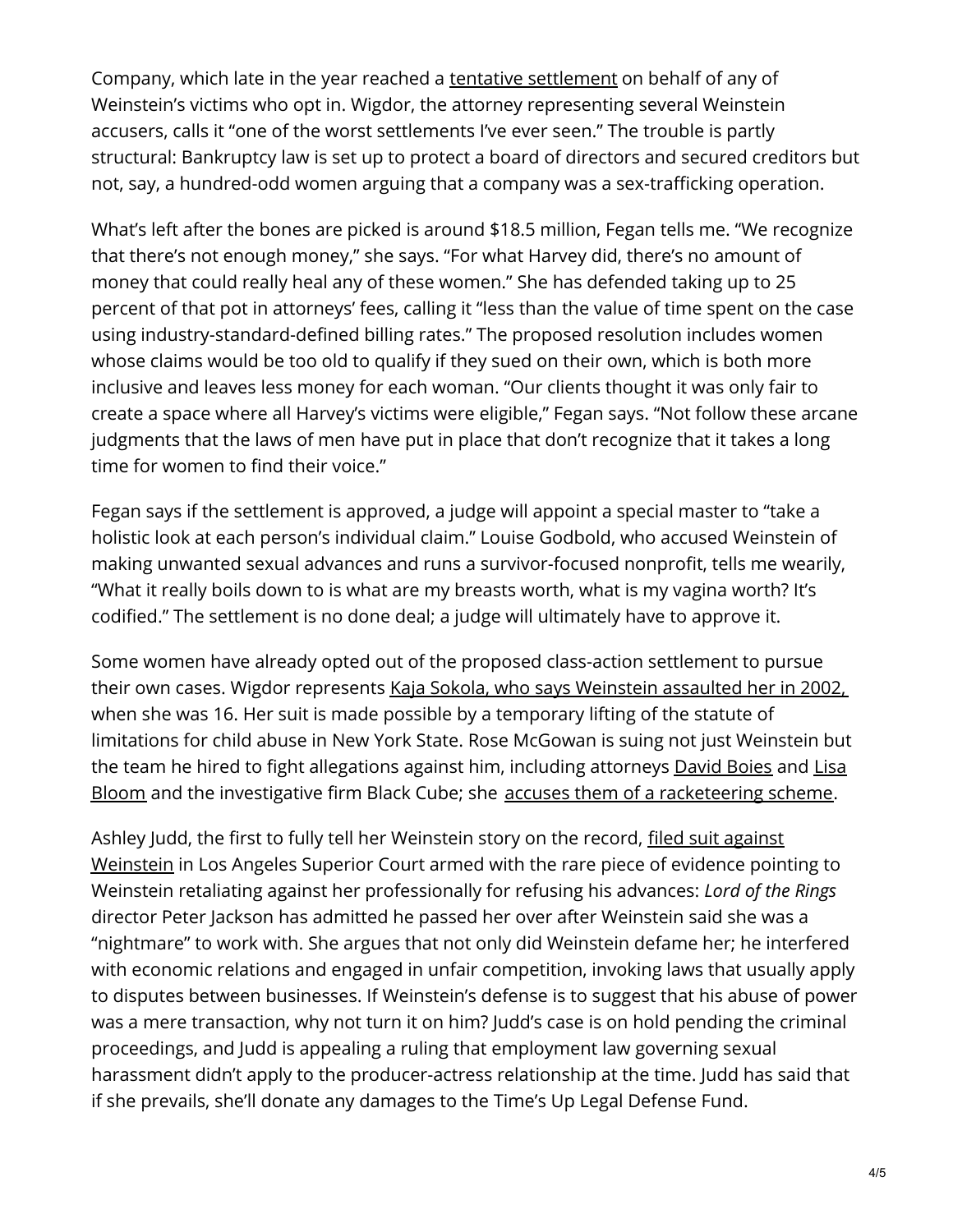Company, which late in the year reached a tentative settlement on behalf of any of Weinstein's victims who opt in. Wigdor, the attorney representing several Weinstein accusers, calls it "one of the worst settlements I've ever seen." The trouble is partly structural: Bankruptcy law is set up to protect a board of directors and secured creditors but not, say, a hundred-odd women arguing that a company was a sex-trafficking operation.

What's left after the bones are picked is around $18.5 million, Fegan tells me. "We recognize that there's not enough money," she says. "For what Harvey did, there's no amount of money that could really heal any of these women." She has defended taking up to 25 percent of that pot in attorneys' fees, calling it "less than the value of time spent on the case using industry-standard-defined billing rates." The proposed resolution includes women whose claims would be too old to qualify if they sued on their own, which is both more inclusive and leaves less money for each woman. "Our clients thought it was only fair to create a space where all Harvey's victims were eligible," Fegan says. "Not follow these arcane judgments that the laws of men have put in place that don't recognize that it takes a long time for women to find their voice."

Fegan says if the settlement is approved, a judge will appoint a special master to "take a holistic look at each person's individual claim." Louise Godbold, who accused Weinstein of making unwanted sexual advances and runs a survivor-focused nonprofit, tells me wearily, "What it really boils down to is what are my breasts worth, what is my vagina worth? It's codified." The settlement is no done deal; a judge will ultimately have to approve it.

Some women have already opted out of the proposed class-action settlement to pursue their own cases. Wigdor represents Kaja Sokola, who says Weinstein assaulted her in 2002, when she was 16. Her suit is made possible by a temporary lifting of the statute of limitations for child abuse in New York State. Rose McGowan is suing not just Weinstein but the team he hired to fight allegations against him, including attorneys David Boies and Lisa Bloom and the investigative firm Black Cube; she accuses them of a racketeering scheme.

Ashley Judd, the first to fully tell her Weinstein story on the record, filed suit against Weinstein in Los Angeles Superior Court armed with the rare piece of evidence pointing to Weinstein retaliating against her professionally for refusing his advances: *Lord of the Rings* director Peter Jackson has admitted he passed her over after Weinstein said she was a "nightmare" to work with. She argues that not only did Weinstein defame her; he interfered with economic relations and engaged in unfair competition, invoking laws that usually apply to disputes between businesses. If Weinstein's defense is to suggest that his abuse of power was a mere transaction, why not turn it on him? Judd's case is on hold pending the criminal proceedings, and Judd is appealing a ruling that employment law governing sexual harassment didn't apply to the producer-actress relationship at the time. Judd has said that if she prevails, she'll donate any damages to the Time's Up Legal Defense Fund.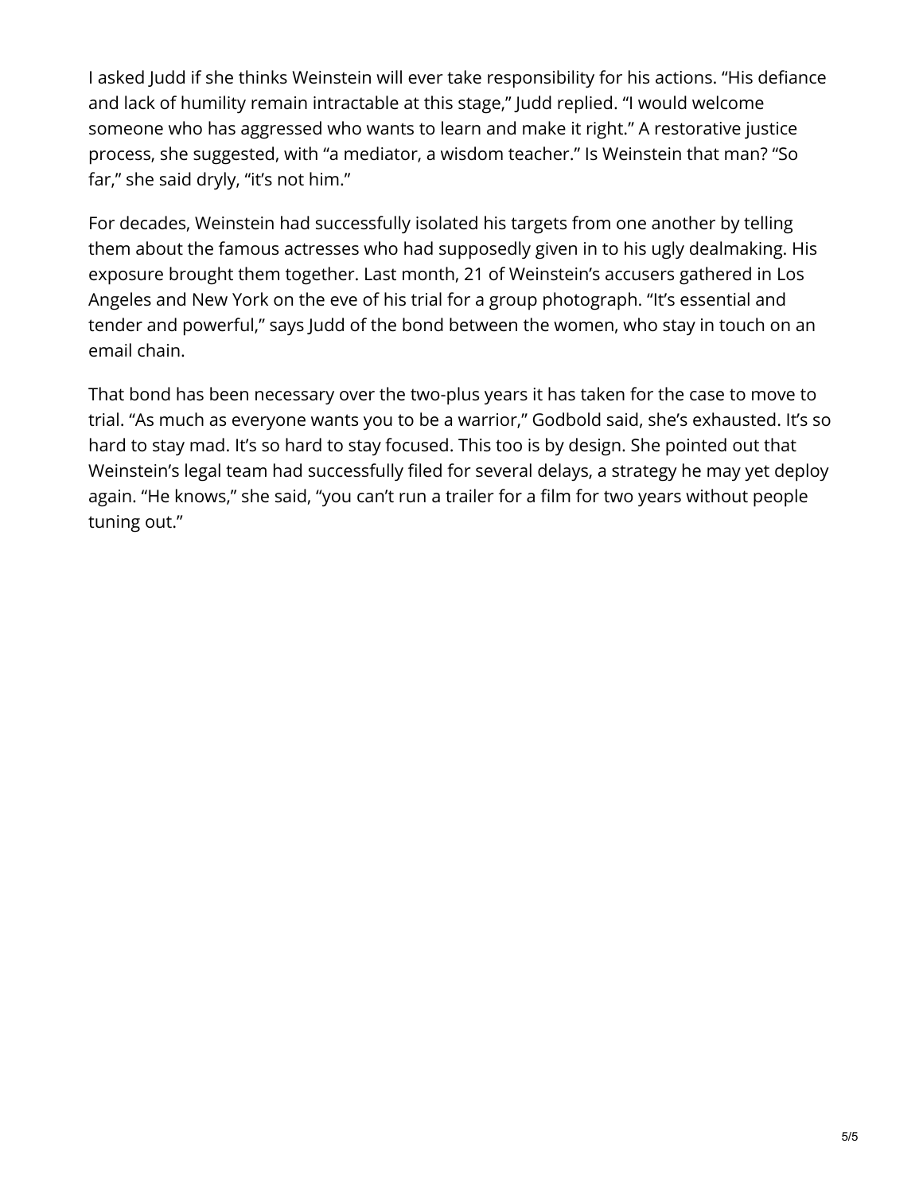I asked Judd if she thinks Weinstein will ever take responsibility for his actions. "His defiance and lack of humility remain intractable at this stage," Judd replied. "I would welcome someone who has aggressed who wants to learn and make it right." A restorative justice process, she suggested, with "a mediator, a wisdom teacher." Is Weinstein that man? "So far," she said dryly, "it's not him."

For decades, Weinstein had successfully isolated his targets from one another by telling them about the famous actresses who had supposedly given in to his ugly dealmaking. His exposure brought them together. Last month, 21 of Weinstein's accusers gathered in Los Angeles and New York on the eve of his trial for a group photograph. "It's essential and tender and powerful," says Judd of the bond between the women, who stay in touch on an email chain.

That bond has been necessary over the two-plus years it has taken for the case to move to trial. "As much as everyone wants you to be a warrior," Godbold said, she's exhausted. It's so hard to stay mad. It's so hard to stay focused. This too is by design. She pointed out that Weinstein's legal team had successfully filed for several delays, a strategy he may yet deploy again. "He knows," she said, "you can't run a trailer for a film for two years without people tuning out."